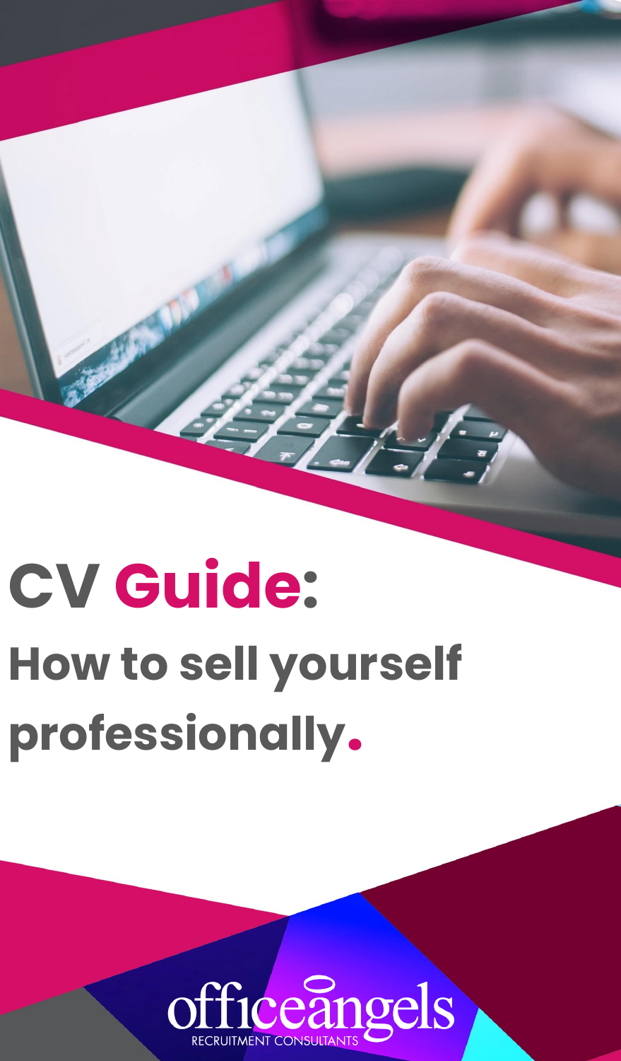# CV Guide:

## How to sell yourself professionally.

officeangels

RECRUITMENT CONSULTANTS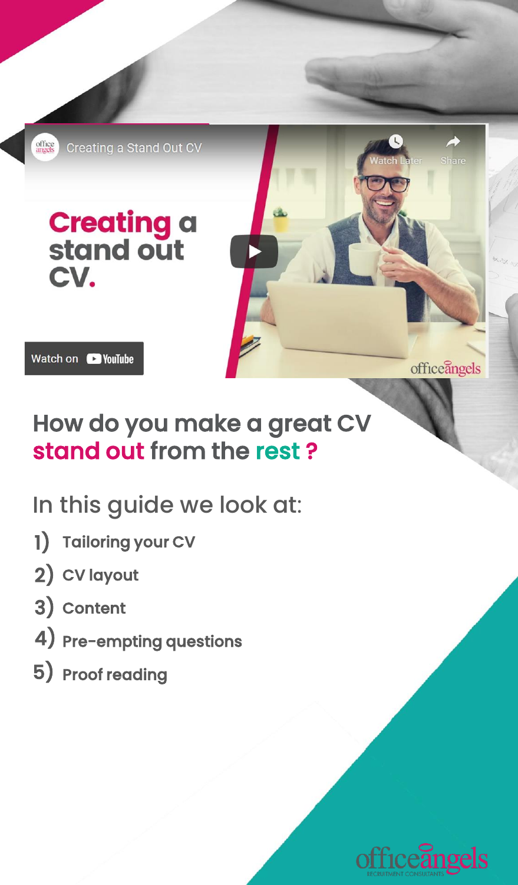## How do you make a great CV stand out from the rest ?

In this guide we look at:

1) Tailoring your CV
2) CV layout
3) Content
4) Pre-empting questions
5) Proof reading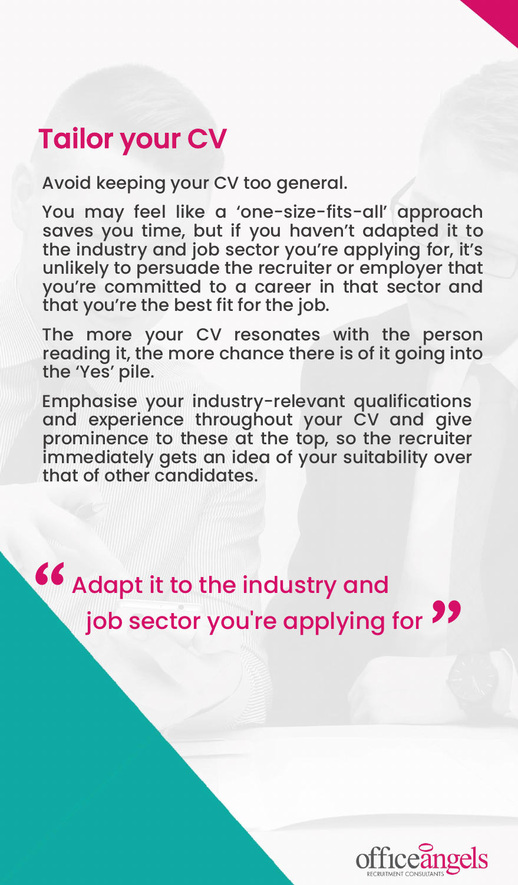## Tailor your CV

Avoid keeping your CV too general.

You may feel like a 'one-size-fits-all' approach saves you time, but if you haven't adapted it to the industry and job sector you're applying for, it's unlikely to persuade the recruiter or employer that you're committed to a career in that sector and that you're the best fit for the job.

The more your CV resonates with the person reading it, the more chance there is of it going into the 'Yes' pile.

Emphasise your industry-relevant qualifications and experience throughout your CV and give prominence to these at the top, so the recruiter immediately gets an idea of your suitability over that of other candidates.

> "Adapt it to the industry and job sector you're applying for"

officeangels RECRUITMENT CONSULTANTS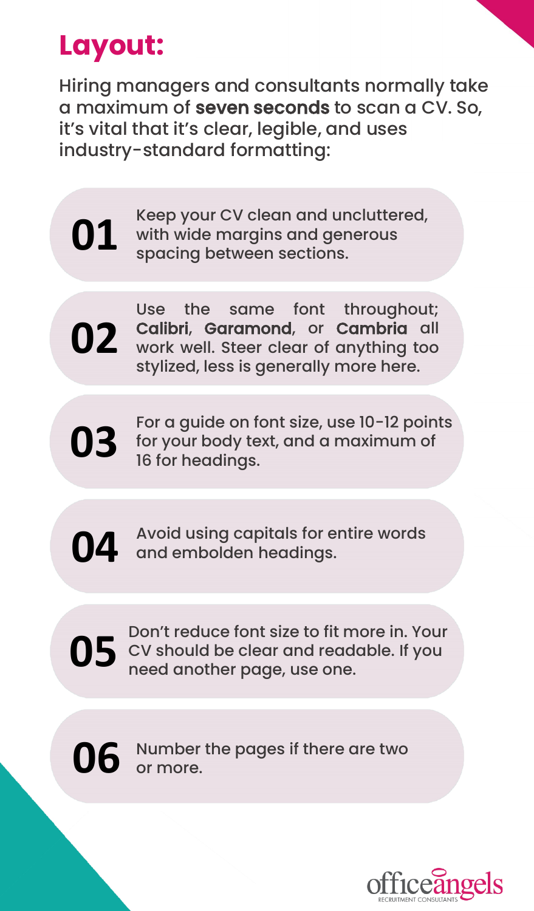# Layout:

Hiring managers and consultants normally take a maximum of **seven seconds** to scan a CV. So, it's vital that it's clear, legible, and uses industry-standard formatting:

**01** Keep your CV clean and uncluttered, with wide margins and generous spacing between sections.

**02** Use the same font throughout; **Calibri**, **Garamond**, or **Cambria** all work well. Steer clear of anything too stylized, less is generally more here.

**03** For a guide on font size, use 10-12 points for your body text, and a maximum of 16 for headings.

**04** Avoid using capitals for entire words and embolden headings.

**05** Don't reduce font size to fit more in. Your CV should be clear and readable. If you need another page, use one.

**06** Number the pages if there are two or more.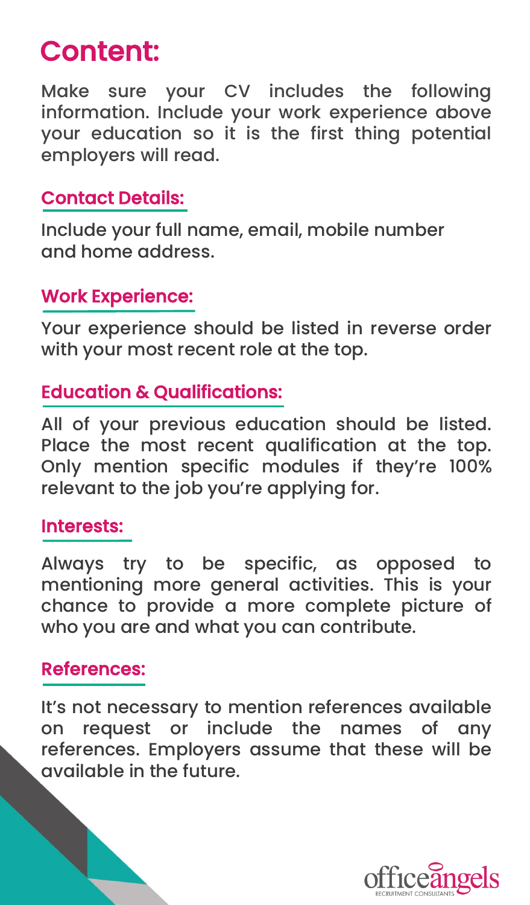# Content:

Make sure your CV includes the following information. Include your work experience above your education so it is the first thing potential employers will read.

## Contact Details:

Include your full name, email, mobile number and home address.

## Work Experience:

Your experience should be listed in reverse order with your most recent role at the top.

## Education & Qualifications:

All of your previous education should be listed. Place the most recent qualification at the top. Only mention specific modules if they're 100% relevant to the job you're applying for.

## Interests:

Always try to be specific, as opposed to mentioning more general activities. This is your chance to provide a more complete picture of who you are and what you can contribute.

## References:

It's not necessary to mention references available on request or include the names of any references. Employers assume that these will be available in the future.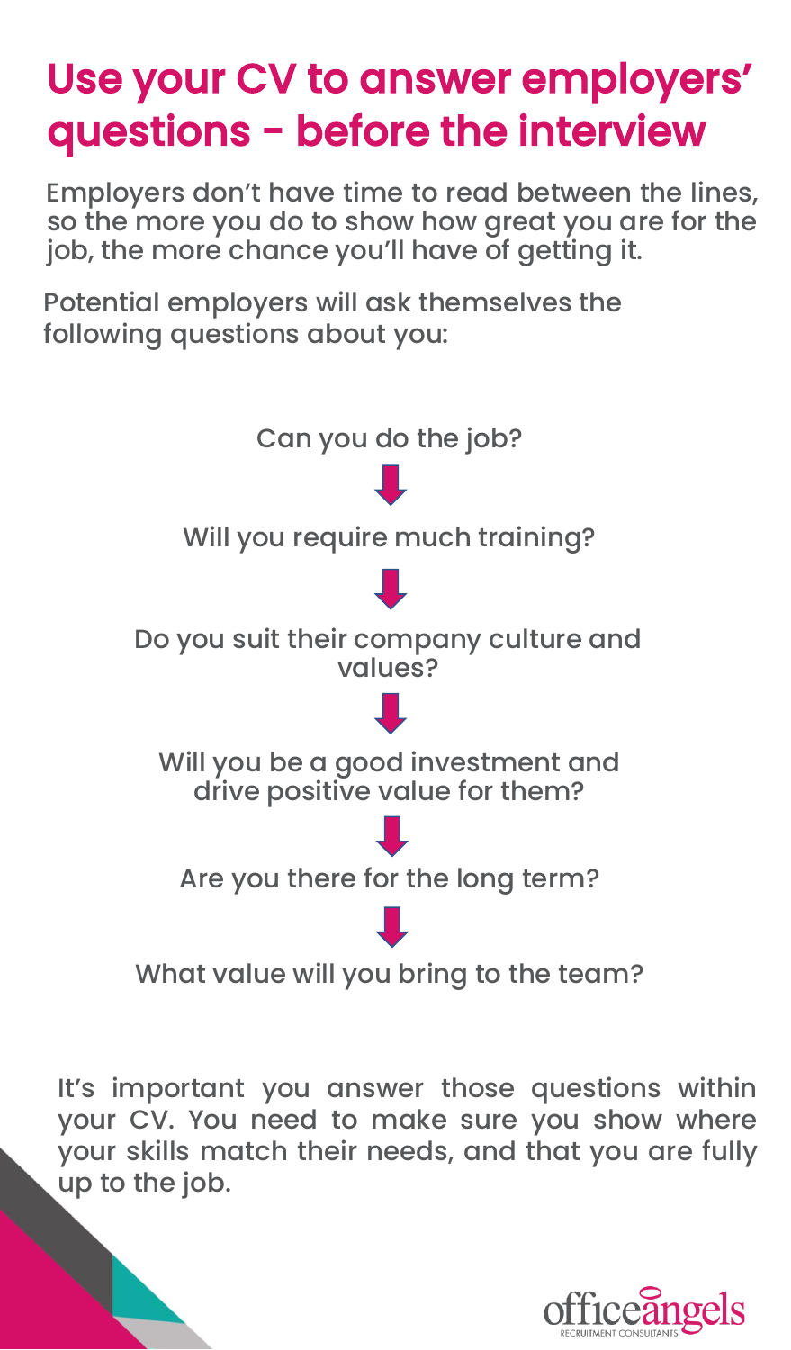# Use your CV to answer employers' questions - before the interview

Employers don't have time to read between the lines, so the more you do to show how great you are for the job, the more chance you'll have of getting it.

Potential employers will ask themselves the following questions about you:

Can you do the job?

↓

Will you require much training?

↓

Do you suit their company culture and values?

↓

Will you be a good investment and drive positive value for them?

↓

Are you there for the long term?

↓

What value will you bring to the team?

It's important you answer those questions within your CV. You need to make sure you show where your skills match their needs, and that you are fully up to the job.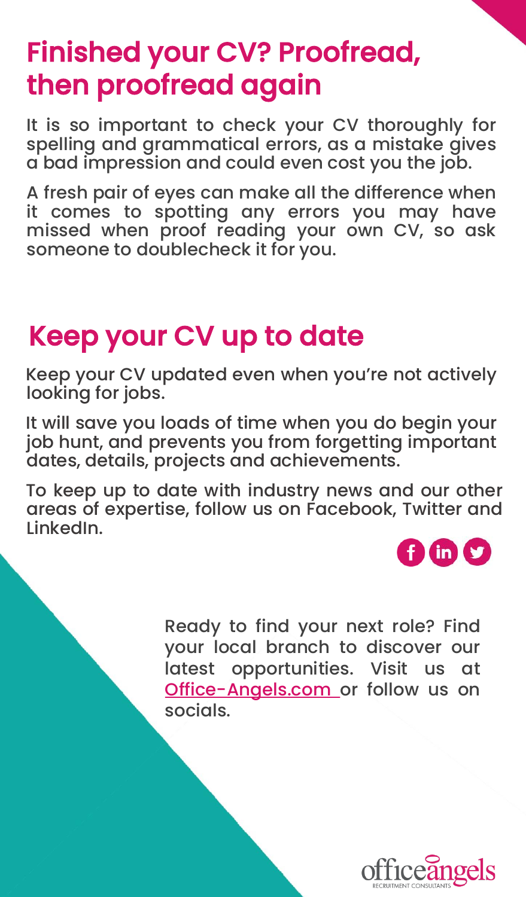## Finished your CV? Proofread, then proofread again

It is so important to check your CV thoroughly for spelling and grammatical errors, as a mistake gives a bad impression and could even cost you the job.

A fresh pair of eyes can make all the difference when it comes to spotting any errors you may have missed when proof reading your own CV, so ask someone to doublecheck it for you.

## Keep your CV up to date

Keep your CV updated even when you're not actively looking for jobs.

It will save you loads of time when you do begin your job hunt, and prevents you from forgetting important dates, details, projects and achievements.

To keep up to date with industry news and our other areas of expertise, follow us on Facebook, Twitter and LinkedIn.

Ready to find your next role? Find your local branch to discover our latest opportunities. Visit us at Office-Angels.com or follow us on socials.

officeangels
RECRUITMENT CONSULTANTS